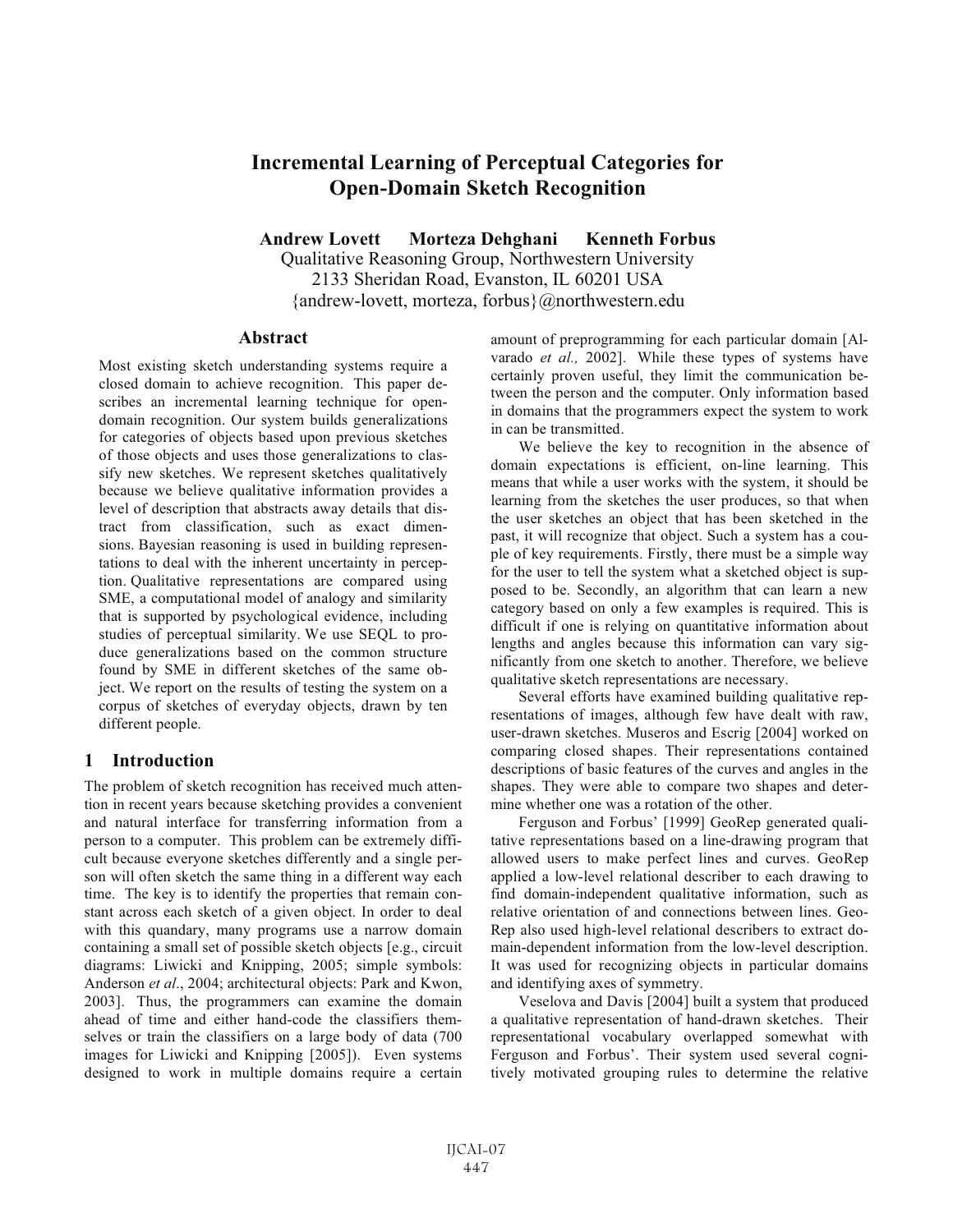# Incremental Learning of Perceptual Categories for Open-Domain Sketch Recognition

**Andrew Lovett  Morteza Dehghani  Kenneth Forbus**

Qualitative Reasoning Group, Northwestern University
2133 Sheridan Road, Evanston, IL 60201 USA
{andrew-lovett, morteza, forbus}@northwestern.edu

## Abstract

Most existing sketch understanding systems require a closed domain to achieve recognition. This paper describes an incremental learning technique for open-domain recognition. Our system builds generalizations for categories of objects based upon previous sketches of those objects and uses those generalizations to classify new sketches. We represent sketches qualitatively because we believe qualitative information provides a level of description that abstracts away details that distract from classification, such as exact dimensions. Bayesian reasoning is used in building representations to deal with the inherent uncertainty in perception. Qualitative representations are compared using SME, a computational model of analogy and similarity that is supported by psychological evidence, including studies of perceptual similarity. We use SEQL to produce generalizations based on the common structure found by SME in different sketches of the same object. We report on the results of testing the system on a corpus of sketches of everyday objects, drawn by ten different people.

## 1 Introduction

The problem of sketch recognition has received much attention in recent years because sketching provides a convenient and natural interface for transferring information from a person to a computer. This problem can be extremely difficult because everyone sketches differently and a single person will often sketch the same thing in a different way each time. The key is to identify the properties that remain constant across each sketch of a given object. In order to deal with this quandary, many programs use a narrow domain containing a small set of possible sketch objects [e.g., circuit diagrams: Liwicki and Knipping, 2005; simple symbols: Anderson *et al*., 2004; architectural objects: Park and Kwon, 2003]. Thus, the programmers can examine the domain ahead of time and either hand-code the classifiers themselves or train the classifiers on a large body of data (700 images for Liwicki and Knipping [2005]). Even systems designed to work in multiple domains require a certain amount of preprogramming for each particular domain [Alvarado *et al.,* 2002]. While these types of systems have certainly proven useful, they limit the communication between the person and the computer. Only information based in domains that the programmers expect the system to work in can be transmitted.

We believe the key to recognition in the absence of domain expectations is efficient, on-line learning. This means that while a user works with the system, it should be learning from the sketches the user produces, so that when the user sketches an object that has been sketched in the past, it will recognize that object. Such a system has a couple of key requirements. Firstly, there must be a simple way for the user to tell the system what a sketched object is supposed to be. Secondly, an algorithm that can learn a new category based on only a few examples is required. This is difficult if one is relying on quantitative information about lengths and angles because this information can vary significantly from one sketch to another. Therefore, we believe qualitative sketch representations are necessary.

Several efforts have examined building qualitative representations of images, although few have dealt with raw, user-drawn sketches. Museros and Escrig [2004] worked on comparing closed shapes. Their representations contained descriptions of basic features of the curves and angles in the shapes. They were able to compare two shapes and determine whether one was a rotation of the other.

Ferguson and Forbus' [1999] GeoRep generated qualitative representations based on a line-drawing program that allowed users to make perfect lines and curves. GeoRep applied a low-level relational describer to each drawing to find domain-independent qualitative information, such as relative orientation of and connections between lines. GeoRep also used high-level relational describers to extract domain-dependent information from the low-level description. It was used for recognizing objects in particular domains and identifying axes of symmetry.

Veselova and Davis [2004] built a system that produced a qualitative representation of hand-drawn sketches. Their representational vocabulary overlapped somewhat with Ferguson and Forbus'. Their system used several cognitively motivated grouping rules to determine the relative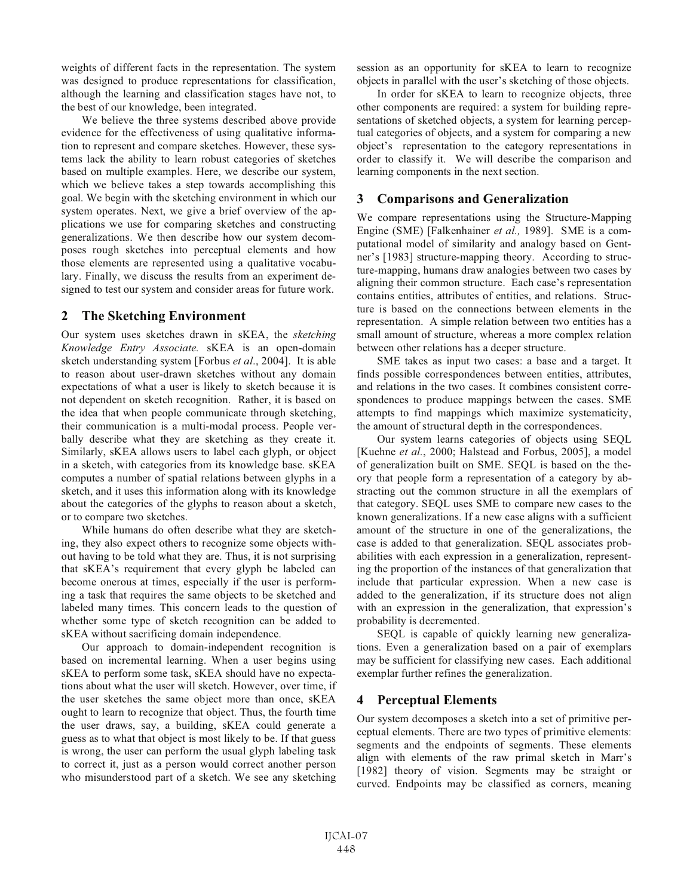weights of different facts in the representation. The system was designed to produce representations for classification, although the learning and classification stages have not, to the best of our knowledge, been integrated.

We believe the three systems described above provide evidence for the effectiveness of using qualitative information to represent and compare sketches. However, these systems lack the ability to learn robust categories of sketches based on multiple examples. Here, we describe our system, which we believe takes a step towards accomplishing this goal. We begin with the sketching environment in which our system operates. Next, we give a brief overview of the applications we use for comparing sketches and constructing generalizations. We then describe how our system decomposes rough sketches into perceptual elements and how those elements are represented using a qualitative vocabulary. Finally, we discuss the results from an experiment designed to test our system and consider areas for future work.

## 2 The Sketching Environment

Our system uses sketches drawn in sKEA, the *sketching Knowledge Entry Associate.* sKEA is an open-domain sketch understanding system [Forbus *et al*., 2004]. It is able to reason about user-drawn sketches without any domain expectations of what a user is likely to sketch because it is not dependent on sketch recognition. Rather, it is based on the idea that when people communicate through sketching, their communication is a multi-modal process. People verbally describe what they are sketching as they create it. Similarly, sKEA allows users to label each glyph, or object in a sketch, with categories from its knowledge base. sKEA computes a number of spatial relations between glyphs in a sketch, and it uses this information along with its knowledge about the categories of the glyphs to reason about a sketch, or to compare two sketches.

While humans do often describe what they are sketching, they also expect others to recognize some objects without having to be told what they are. Thus, it is not surprising that sKEA's requirement that every glyph be labeled can become onerous at times, especially if the user is performing a task that requires the same objects to be sketched and labeled many times. This concern leads to the question of whether some type of sketch recognition can be added to sKEA without sacrificing domain independence.

Our approach to domain-independent recognition is based on incremental learning. When a user begins using sKEA to perform some task, sKEA should have no expectations about what the user will sketch. However, over time, if the user sketches the same object more than once, sKEA ought to learn to recognize that object. Thus, the fourth time the user draws, say, a building, sKEA could generate a guess as to what that object is most likely to be. If that guess is wrong, the user can perform the usual glyph labeling task to correct it, just as a person would correct another person who misunderstood part of a sketch. We see any sketching session as an opportunity for sKEA to learn to recognize objects in parallel with the user's sketching of those objects.

In order for sKEA to learn to recognize objects, three other components are required: a system for building representations of sketched objects, a system for learning perceptual categories of objects, and a system for comparing a new object's representation to the category representations in order to classify it. We will describe the comparison and learning components in the next section.

## 3 Comparisons and Generalization

We compare representations using the Structure-Mapping Engine (SME) [Falkenhainer *et al.,* 1989]. SME is a computational model of similarity and analogy based on Gentner's [1983] structure-mapping theory. According to structure-mapping, humans draw analogies between two cases by aligning their common structure. Each case's representation contains entities, attributes of entities, and relations. Structure is based on the connections between elements in the representation. A simple relation between two entities has a small amount of structure, whereas a more complex relation between other relations has a deeper structure.

SME takes as input two cases: a base and a target. It finds possible correspondences between entities, attributes, and relations in the two cases. It combines consistent correspondences to produce mappings between the cases. SME attempts to find mappings which maximize systematicity, the amount of structural depth in the correspondences.

Our system learns categories of objects using SEQL [Kuehne *et al.*, 2000; Halstead and Forbus, 2005], a model of generalization built on SME. SEQL is based on the theory that people form a representation of a category by abstracting out the common structure in all the exemplars of that category. SEQL uses SME to compare new cases to the known generalizations. If a new case aligns with a sufficient amount of the structure in one of the generalizations, the case is added to that generalization. SEQL associates probabilities with each expression in a generalization, representing the proportion of the instances of that generalization that include that particular expression. When a new case is added to the generalization, if its structure does not align with an expression in the generalization, that expression's probability is decremented.

SEQL is capable of quickly learning new generalizations. Even a generalization based on a pair of exemplars may be sufficient for classifying new cases. Each additional exemplar further refines the generalization.

## 4 Perceptual Elements

Our system decomposes a sketch into a set of primitive perceptual elements. There are two types of primitive elements: segments and the endpoints of segments. These elements align with elements of the raw primal sketch in Marr's [1982] theory of vision. Segments may be straight or curved. Endpoints may be classified as corners, meaning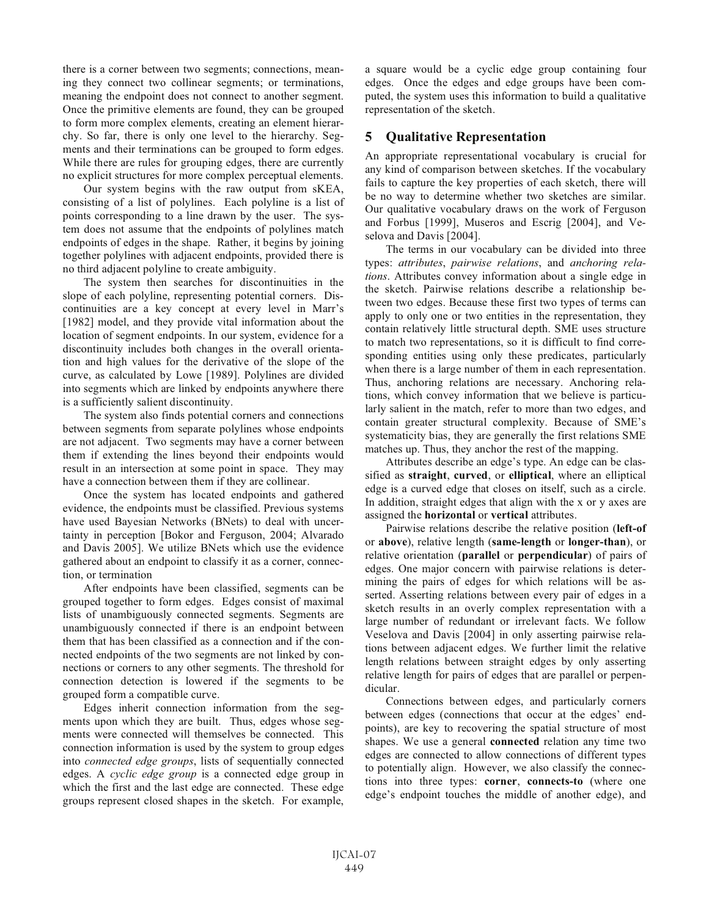there is a corner between two segments; connections, meaning they connect two collinear segments; or terminations, meaning the endpoint does not connect to another segment. Once the primitive elements are found, they can be grouped to form more complex elements, creating an element hierarchy. So far, there is only one level to the hierarchy. Segments and their terminations can be grouped to form edges. While there are rules for grouping edges, there are currently no explicit structures for more complex perceptual elements.

Our system begins with the raw output from sKEA, consisting of a list of polylines. Each polyline is a list of points corresponding to a line drawn by the user. The system does not assume that the endpoints of polylines match endpoints of edges in the shape. Rather, it begins by joining together polylines with adjacent endpoints, provided there is no third adjacent polyline to create ambiguity.

The system then searches for discontinuities in the slope of each polyline, representing potential corners. Discontinuities are a key concept at every level in Marr's [1982] model, and they provide vital information about the location of segment endpoints. In our system, evidence for a discontinuity includes both changes in the overall orientation and high values for the derivative of the slope of the curve, as calculated by Lowe [1989]. Polylines are divided into segments which are linked by endpoints anywhere there is a sufficiently salient discontinuity.

The system also finds potential corners and connections between segments from separate polylines whose endpoints are not adjacent. Two segments may have a corner between them if extending the lines beyond their endpoints would result in an intersection at some point in space. They may have a connection between them if they are collinear.

Once the system has located endpoints and gathered evidence, the endpoints must be classified. Previous systems have used Bayesian Networks (BNets) to deal with uncertainty in perception [Bokor and Ferguson, 2004; Alvarado and Davis 2005]. We utilize BNets which use the evidence gathered about an endpoint to classify it as a corner, connection, or termination

After endpoints have been classified, segments can be grouped together to form edges. Edges consist of maximal lists of unambiguously connected segments. Segments are unambiguously connected if there is an endpoint between them that has been classified as a connection and if the connected endpoints of the two segments are not linked by connections or corners to any other segments. The threshold for connection detection is lowered if the segments to be grouped form a compatible curve.

Edges inherit connection information from the segments upon which they are built. Thus, edges whose segments were connected will themselves be connected. This connection information is used by the system to group edges into *connected edge groups*, lists of sequentially connected edges. A *cyclic edge group* is a connected edge group in which the first and the last edge are connected. These edge groups represent closed shapes in the sketch. For example, a square would be a cyclic edge group containing four edges. Once the edges and edge groups have been computed, the system uses this information to build a qualitative representation of the sketch.

## 5 Qualitative Representation

An appropriate representational vocabulary is crucial for any kind of comparison between sketches. If the vocabulary fails to capture the key properties of each sketch, there will be no way to determine whether two sketches are similar. Our qualitative vocabulary draws on the work of Ferguson and Forbus [1999], Museros and Escrig [2004], and Veselova and Davis [2004].

The terms in our vocabulary can be divided into three types: *attributes*, *pairwise relations*, and *anchoring relations*. Attributes convey information about a single edge in the sketch. Pairwise relations describe a relationship between two edges. Because these first two types of terms can apply to only one or two entities in the representation, they contain relatively little structural depth. SME uses structure to match two representations, so it is difficult to find corresponding entities using only these predicates, particularly when there is a large number of them in each representation. Thus, anchoring relations are necessary. Anchoring relations, which convey information that we believe is particularly salient in the match, refer to more than two edges, and contain greater structural complexity. Because of SME's systematicity bias, they are generally the first relations SME matches up. Thus, they anchor the rest of the mapping.

Attributes describe an edge's type. An edge can be classified as **straight**, **curved**, or **elliptical**, where an elliptical edge is a curved edge that closes on itself, such as a circle. In addition, straight edges that align with the x or y axes are assigned the **horizontal** or **vertical** attributes.

Pairwise relations describe the relative position (**left-of** or **above**), relative length (**same-length** or **longer-than**), or relative orientation (**parallel** or **perpendicular**) of pairs of edges. One major concern with pairwise relations is determining the pairs of edges for which relations will be asserted. Asserting relations between every pair of edges in a sketch results in an overly complex representation with a large number of redundant or irrelevant facts. We follow Veselova and Davis [2004] in only asserting pairwise relations between adjacent edges. We further limit the relative length relations between straight edges by only asserting relative length for pairs of edges that are parallel or perpendicular.

Connections between edges, and particularly corners between edges (connections that occur at the edges' endpoints), are key to recovering the spatial structure of most shapes. We use a general **connected** relation any time two edges are connected to allow connections of different types to potentially align. However, we also classify the connections into three types: **corner**, **connects-to** (where one edge's endpoint touches the middle of another edge), and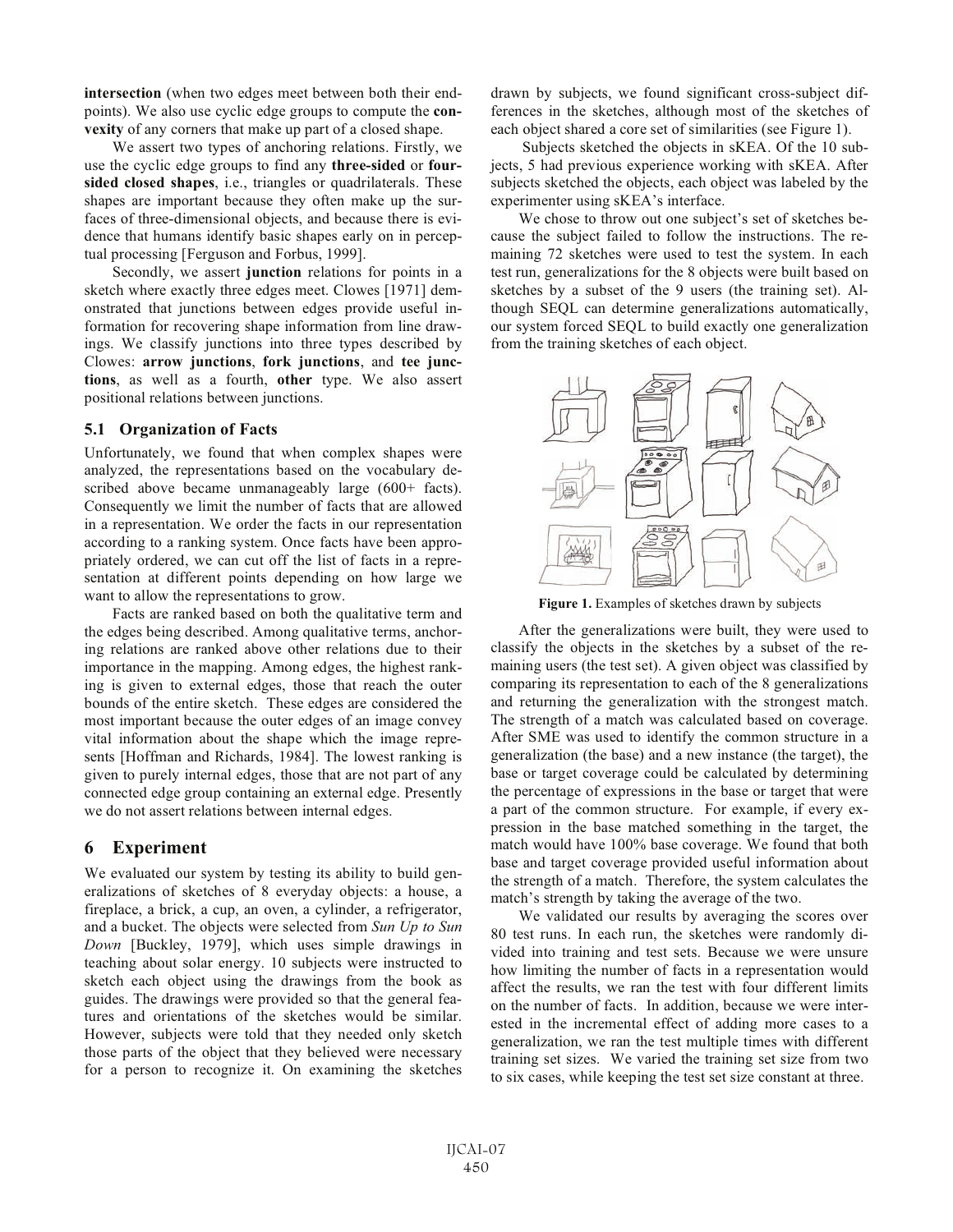**intersection** (when two edges meet between both their endpoints). We also use cyclic edge groups to compute the **convexity** of any corners that make up part of a closed shape.

We assert two types of anchoring relations. Firstly, we use the cyclic edge groups to find any **three-sided** or **four-sided closed shapes**, i.e., triangles or quadrilaterals. These shapes are important because they often make up the surfaces of three-dimensional objects, and because there is evidence that humans identify basic shapes early on in perceptual processing [Ferguson and Forbus, 1999].

Secondly, we assert **junction** relations for points in a sketch where exactly three edges meet. Clowes [1971] demonstrated that junctions between edges provide useful information for recovering shape information from line drawings. We classify junctions into three types described by Clowes: **arrow junctions**, **fork junctions**, and **tee junctions**, as well as a fourth, **other** type. We also assert positional relations between junctions.

### 5.1 Organization of Facts

Unfortunately, we found that when complex shapes were analyzed, the representations based on the vocabulary described above became unmanageably large (600+ facts). Consequently we limit the number of facts that are allowed in a representation. We order the facts in our representation according to a ranking system. Once facts have been appropriately ordered, we can cut off the list of facts in a representation at different points depending on how large we want to allow the representations to grow.

Facts are ranked based on both the qualitative term and the edges being described. Among qualitative terms, anchoring relations are ranked above other relations due to their importance in the mapping. Among edges, the highest ranking is given to external edges, those that reach the outer bounds of the entire sketch. These edges are considered the most important because the outer edges of an image convey vital information about the shape which the image represents [Hoffman and Richards, 1984]. The lowest ranking is given to purely internal edges, those that are not part of any connected edge group containing an external edge. Presently we do not assert relations between internal edges.

## 6 Experiment

We evaluated our system by testing its ability to build generalizations of sketches of 8 everyday objects: a house, a fireplace, a brick, a cup, an oven, a cylinder, a refrigerator, and a bucket. The objects were selected from *Sun Up to Sun Down* [Buckley, 1979], which uses simple drawings in teaching about solar energy. 10 subjects were instructed to sketch each object using the drawings from the book as guides. The drawings were provided so that the general features and orientations of the sketches would be similar. However, subjects were told that they needed only sketch those parts of the object that they believed were necessary for a person to recognize it. On examining the sketches drawn by subjects, we found significant cross-subject differences in the sketches, although most of the sketches of each object shared a core set of similarities (see Figure 1).

Subjects sketched the objects in sKEA. Of the 10 subjects, 5 had previous experience working with sKEA. After subjects sketched the objects, each object was labeled by the experimenter using sKEA's interface.

We chose to throw out one subject's set of sketches because the subject failed to follow the instructions. The remaining 72 sketches were used to test the system. In each test run, generalizations for the 8 objects were built based on sketches by a subset of the 9 users (the training set). Although SEQL can determine generalizations automatically, our system forced SEQL to build exactly one generalization from the training sketches of each object.

**Figure 1.** Examples of sketches drawn by subjects

After the generalizations were built, they were used to classify the objects in the sketches by a subset of the remaining users (the test set). A given object was classified by comparing its representation to each of the 8 generalizations and returning the generalization with the strongest match. The strength of a match was calculated based on coverage. After SME was used to identify the common structure in a generalization (the base) and a new instance (the target), the base or target coverage could be calculated by determining the percentage of expressions in the base or target that were a part of the common structure. For example, if every expression in the base matched something in the target, the match would have 100% base coverage. We found that both base and target coverage provided useful information about the strength of a match. Therefore, the system calculates the match's strength by taking the average of the two.

We validated our results by averaging the scores over 80 test runs. In each run, the sketches were randomly divided into training and test sets. Because we were unsure how limiting the number of facts in a representation would affect the results, we ran the test with four different limits on the number of facts. In addition, because we were interested in the incremental effect of adding more cases to a generalization, we ran the test multiple times with different training set sizes. We varied the training set size from two to six cases, while keeping the test set size constant at three.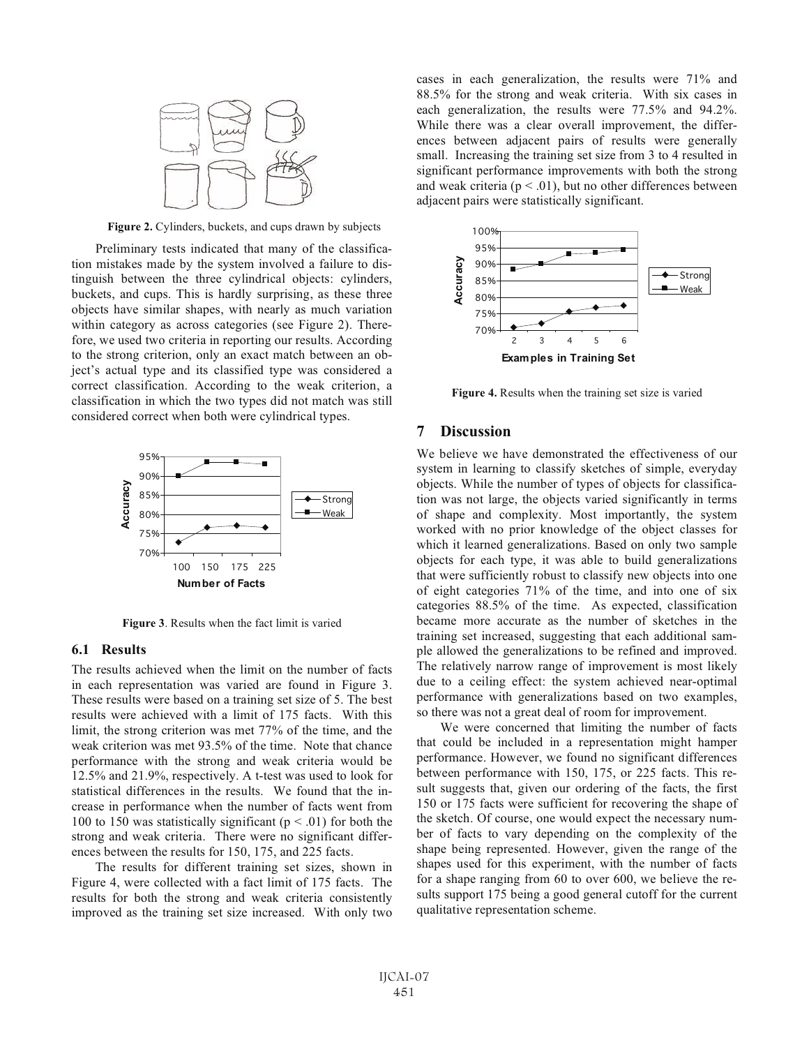Figure 2. Cylinders, buckets, and cups drawn by subjects

Preliminary tests indicated that many of the classification mistakes made by the system involved a failure to distinguish between the three cylindrical objects: cylinders, buckets, and cups. This is hardly surprising, as these three objects have similar shapes, with nearly as much variation within category as across categories (see Figure 2). Therefore, we used two criteria in reporting our results. According to the strong criterion, only an exact match between an object's actual type and its classified type was considered a correct classification. According to the weak criterion, a classification in which the two types did not match was still considered correct when both were cylindrical types.

**Figure 3**. Results when the fact limit is varied

### 6.1 Results

The results achieved when the limit on the number of facts in each representation was varied are found in Figure 3. These results were based on a training set size of 5. The best results were achieved with a limit of 175 facts. With this limit, the strong criterion was met 77% of the time, and the weak criterion was met 93.5% of the time. Note that chance performance with the strong and weak criteria would be 12.5% and 21.9%, respectively. A t-test was used to look for statistical differences in the results. We found that the increase in performance when the number of facts went from 100 to 150 was statistically significant ($p < .01$) for both the strong and weak criteria. There were no significant differences between the results for 150, 175, and 225 facts.

The results for different training set sizes, shown in Figure 4, were collected with a fact limit of 175 facts. The results for both the strong and weak criteria consistently improved as the training set size increased. With only two cases in each generalization, the results were 71% and 88.5% for the strong and weak criteria. With six cases in each generalization, the results were 77.5% and 94.2%. While there was a clear overall improvement, the differences between adjacent pairs of results were generally small. Increasing the training set size from 3 to 4 resulted in significant performance improvements with both the strong and weak criteria ($p < .01$), but no other differences between adjacent pairs were statistically significant.

**Figure 4.** Results when the training set size is varied

## 7 Discussion

We believe we have demonstrated the effectiveness of our system in learning to classify sketches of simple, everyday objects. While the number of types of objects for classification was not large, the objects varied significantly in terms of shape and complexity. Most importantly, the system worked with no prior knowledge of the object classes for which it learned generalizations. Based on only two sample objects for each type, it was able to build generalizations that were sufficiently robust to classify new objects into one of eight categories 71% of the time, and into one of six categories 88.5% of the time. As expected, classification became more accurate as the number of sketches in the training set increased, suggesting that each additional sample allowed the generalizations to be refined and improved. The relatively narrow range of improvement is most likely due to a ceiling effect: the system achieved near-optimal performance with generalizations based on two examples, so there was not a great deal of room for improvement.

We were concerned that limiting the number of facts that could be included in a representation might hamper performance. However, we found no significant differences between performance with 150, 175, or 225 facts. This result suggests that, given our ordering of the facts, the first 150 or 175 facts were sufficient for recovering the shape of the sketch. Of course, one would expect the necessary number of facts to vary depending on the complexity of the shape being represented. However, given the range of the shapes used for this experiment, with the number of facts for a shape ranging from 60 to over 600, we believe the results support 175 being a good general cutoff for the current qualitative representation scheme.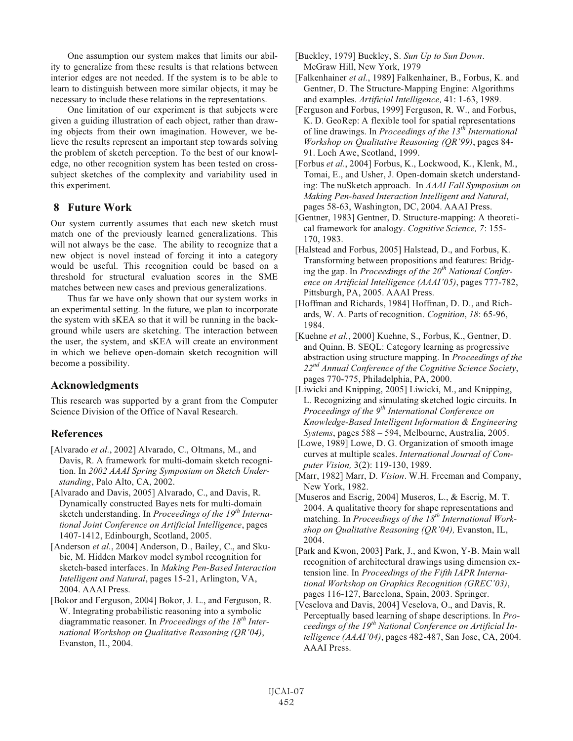One assumption our system makes that limits our ability to generalize from these results is that relations between interior edges are not needed. If the system is to be able to learn to distinguish between more similar objects, it may be necessary to include these relations in the representations.

One limitation of our experiment is that subjects were given a guiding illustration of each object, rather than drawing objects from their own imagination. However, we believe the results represent an important step towards solving the problem of sketch perception. To the best of our knowledge, no other recognition system has been tested on cross-subject sketches of the complexity and variability used in this experiment.

## 8 Future Work

Our system currently assumes that each new sketch must match one of the previously learned generalizations. This will not always be the case. The ability to recognize that a new object is novel instead of forcing it into a category would be useful. This recognition could be based on a threshold for structural evaluation scores in the SME matches between new cases and previous generalizations.

Thus far we have only shown that our system works in an experimental setting. In the future, we plan to incorporate the system with sKEA so that it will be running in the background while users are sketching. The interaction between the user, the system, and sKEA will create an environment in which we believe open-domain sketch recognition will become a possibility.

## Acknowledgments

This research was supported by a grant from the Computer Science Division of the Office of Naval Research.

## References

[Alvarado *et al.*, 2002] Alvarado, C., Oltmans, M., and Davis, R. A framework for multi-domain sketch recognition. In *2002 AAAI Spring Symposium on Sketch Understanding*, Palo Alto, CA, 2002.

[Alvarado and Davis, 2005] Alvarado, C., and Davis, R. Dynamically constructed Bayes nets for multi-domain sketch understanding. In *Proceedings of the 19th International Joint Conference on Artificial Intelligence*, pages 1407-1412, Edinbourgh, Scotland, 2005.

[Anderson *et al.*, 2004] Anderson, D., Bailey, C., and Skubic, M. Hidden Markov model symbol recognition for sketch-based interfaces. In *Making Pen-Based Interaction Intelligent and Natural*, pages 15-21, Arlington, VA, 2004. AAAI Press.

[Bokor and Ferguson, 2004] Bokor, J. L., and Ferguson, R. W. Integrating probabilistic reasoning into a symbolic diagrammatic reasoner. In *Proceedings of the 18th International Workshop on Qualitative Reasoning (QR'04)*, Evanston, IL, 2004.

[Buckley, 1979] Buckley, S. *Sun Up to Sun Down*. McGraw Hill, New York, 1979

[Falkenhainer *et al.*, 1989] Falkenhainer, B., Forbus, K. and Gentner, D. The Structure-Mapping Engine: Algorithms and examples. *Artificial Intelligence,* 41: 1-63, 1989.

[Ferguson and Forbus, 1999] Ferguson, R. W., and Forbus, K. D. GeoRep: A flexible tool for spatial representations of line drawings. In *Proceedings of the 13th International Workshop on Qualitative Reasoning (QR'99)*, pages 84-91. Loch Awe, Scotland, 1999.

[Forbus *et al.*, 2004] Forbus, K., Lockwood, K., Klenk, M., Tomai, E., and Usher, J. Open-domain sketch understanding: The nuSketch approach. In *AAAI Fall Symposium on Making Pen-based Interaction Intelligent and Natural*, pages 58-63, Washington, DC, 2004. AAAI Press.

[Gentner, 1983] Gentner, D. Structure-mapping: A theoretical framework for analogy. *Cognitive Science, 7*: 155-170, 1983.

[Halstead and Forbus, 2005] Halstead, D., and Forbus, K. Transforming between propositions and features: Bridging the gap. In *Proceedings of the 20th National Conference on Artificial Intelligence (AAAI'05)*, pages 777-782, Pittsburgh, PA, 2005. AAAI Press.

[Hoffman and Richards, 1984] Hoffman, D. D., and Richards, W. A. Parts of recognition. *Cognition*, *18*: 65-96, 1984.

[Kuehne *et al.*, 2000] Kuehne, S., Forbus, K., Gentner, D. and Quinn, B. SEQL: Category learning as progressive abstraction using structure mapping. In *Proceedings of the 22nd Annual Conference of the Cognitive Science Society*, pages 770-775, Philadelphia, PA, 2000.

[Liwicki and Knipping, 2005] Liwicki, M., and Knipping, L. Recognizing and simulating sketched logic circuits. In *Proceedings of the 9th International Conference on Knowledge-Based Intelligent Information & Engineering Systems*, pages 588 – 594, Melbourne, Australia, 2005.

[Lowe, 1989] Lowe, D. G. Organization of smooth image curves at multiple scales. *International Journal of Computer Vision,* 3(2): 119-130, 1989.

[Marr, 1982] Marr, D. *Vision*. W.H. Freeman and Company, New York, 1982.

[Museros and Escrig, 2004] Museros, L., & Escrig, M. T. 2004. A qualitative theory for shape representations and matching. In *Proceedings of the 18th International Workshop on Qualitative Reasoning (QR'04),* Evanston, IL, 2004.

[Park and Kwon, 2003] Park, J., and Kwon, Y-B. Main wall recognition of architectural drawings using dimension extension line. In *Proceedings of the Fifth IAPR International Workshop on Graphics Recognition (GREC'03)*, pages 116-127, Barcelona, Spain, 2003. Springer.

[Veselova and Davis, 2004] Veselova, O., and Davis, R. Perceptually based learning of shape descriptions. In *Proceedings of the 19th National Conference on Artificial Intelligence (AAAI'04)*, pages 482-487, San Jose, CA, 2004. AAAI Press.